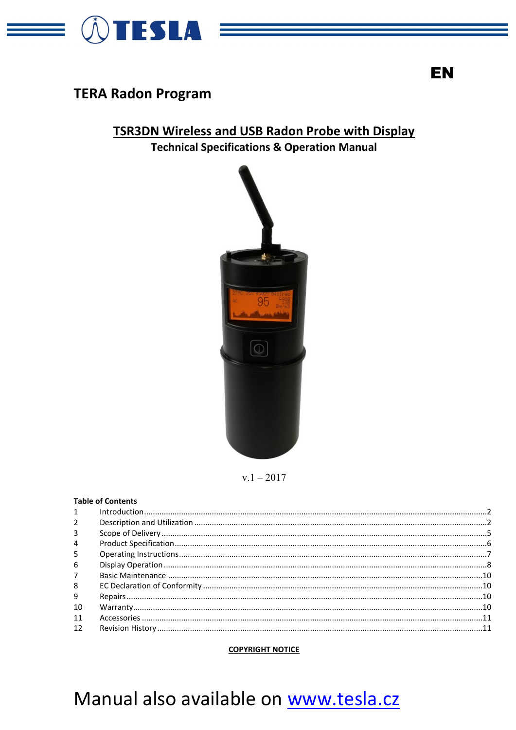TESLA

EN

# TERA Radon Program

## TSR3DN Wireless and USB Radon Probe with Display

**Technical Specifications & Operation Manual**

v.1 – 2017

**Table of Contents**

| | | |
|---|---|---|
| 1 | Introduction | 2 |
| 2 | Description and Utilization | 2 |
| 3 | Scope of Delivery | 5 |
| 4 | Product Specification | 6 |
| 5 | Operating Instructions | 7 |
| 6 | Display Operation | 8 |
| 7 | Basic Maintenance | 10 |
| 8 | EC Declaration of Conformity | 10 |
| 9 | Repairs | 10 |
| 10 | Warranty | 10 |
| 11 | Accessories | 11 |
| 12 | Revision History | 11 |

**COPYRIGHT NOTICE**

Manual also available on www.tesla.cz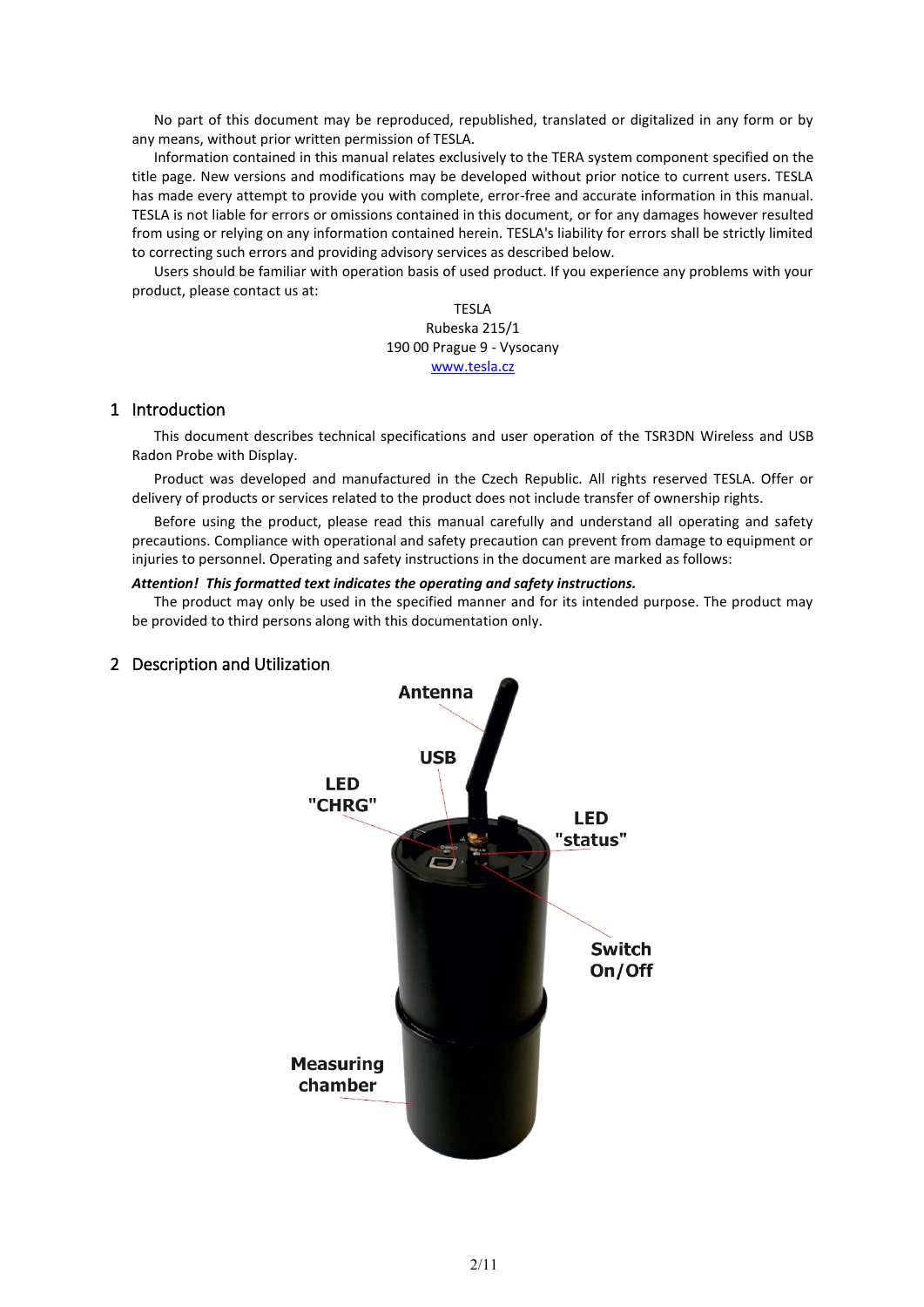No part of this document may be reproduced, republished, translated or digitalized in any form or by any means, without prior written permission of TESLA.

Information contained in this manual relates exclusively to the TERA system component specified on the title page. New versions and modifications may be developed without prior notice to current users. TESLA has made every attempt to provide you with complete, error-free and accurate information in this manual. TESLA is not liable for errors or omissions contained in this document, or for any damages however resulted from using or relying on any information contained herein. TESLA's liability for errors shall be strictly limited to correcting such errors and providing advisory services as described below.

Users should be familiar with operation basis of used product. If you experience any problems with your product, please contact us at:

TESLA
Rubeska 215/1
190 00 Prague 9 - Vysocany
www.tesla.cz

# 1 Introduction

This document describes technical specifications and user operation of the TSR3DN Wireless and USB Radon Probe with Display.

Product was developed and manufactured in the Czech Republic. All rights reserved TESLA. Offer or delivery of products or services related to the product does not include transfer of ownership rights.

Before using the product, please read this manual carefully and understand all operating and safety precautions. Compliance with operational and safety precaution can prevent from damage to equipment or injuries to personnel. Operating and safety instructions in the document are marked as follows:

***Attention! This formatted text indicates the operating and safety instructions.***

The product may only be used in the specified manner and for its intended purpose. The product may be provided to third persons along with this documentation only.

# 2 Description and Utilization

Antenna

USB

LED "CHRG"

LED "status"

Switch On/Off

Measuring chamber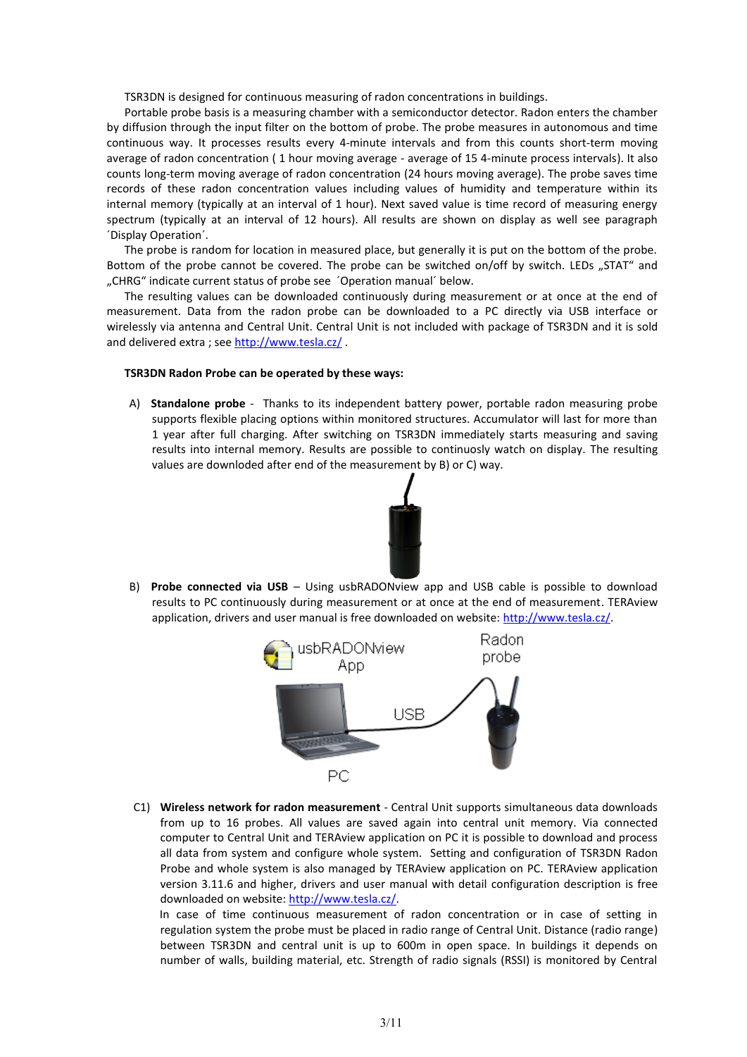TSR3DN is designed for continuous measuring of radon concentrations in buildings.

Portable probe basis is a measuring chamber with a semiconductor detector. Radon enters the chamber by diffusion through the input filter on the bottom of probe. The probe measures in autonomous and time continuous way. It processes results every 4-minute intervals and from this counts short-term moving average of radon concentration ( 1 hour moving average - average of 15 4-minute process intervals). It also counts long-term moving average of radon concentration (24 hours moving average). The probe saves time records of these radon concentration values including values of humidity and temperature within its internal memory (typically at an interval of 1 hour). Next saved value is time record of measuring energy spectrum (typically at an interval of 12 hours). All results are shown on display as well see paragraph ´Display Operation´.

The probe is random for location in measured place, but generally it is put on the bottom of the probe. Bottom of the probe cannot be covered. The probe can be switched on/off by switch. LEDs „STAT“ and „CHRG“ indicate current status of probe see ´Operation manual´ below.

The resulting values can be downloaded continuously during measurement or at once at the end of measurement. Data from the radon probe can be downloaded to a PC directly via USB interface or wirelessly via antenna and Central Unit. Central Unit is not included with package of TSR3DN and it is sold and delivered extra ; see http://www.tesla.cz/ .

**TSR3DN Radon Probe can be operated by these ways:**

A) **Standalone probe** - Thanks to its independent battery power, portable radon measuring probe supports flexible placing options within monitored structures. Accumulator will last for more than 1 year after full charging. After switching on TSR3DN immediately starts measuring and saving results into internal memory. Results are possible to continuosly watch on display. The resulting values are downloded after end of the measurement by B) or C) way.

B) **Probe connected via USB** – Using usbRADONview app and USB cable is possible to download results to PC continuously during measurement or at once at the end of measurement. TERAview application, drivers and user manual is free downloaded on website: http://www.tesla.cz/.

C1) **Wireless network for radon measurement** - Central Unit supports simultaneous data downloads from up to 16 probes. All values are saved again into central unit memory. Via connected computer to Central Unit and TERAview application on PC it is possible to download and process all data from system and configure whole system. Setting and configuration of TSR3DN Radon Probe and whole system is also managed by TERAview application on PC. TERAview application version 3.11.6 and higher, drivers and user manual with detail configuration description is free downloaded on website: http://www.tesla.cz/.

In case of time continuous measurement of radon concentration or in case of setting in regulation system the probe must be placed in radio range of Central Unit. Distance (radio range) between TSR3DN and central unit is up to 600m in open space. In buildings it depends on number of walls, building material, etc. Strength of radio signals (RSSI) is monitored by Central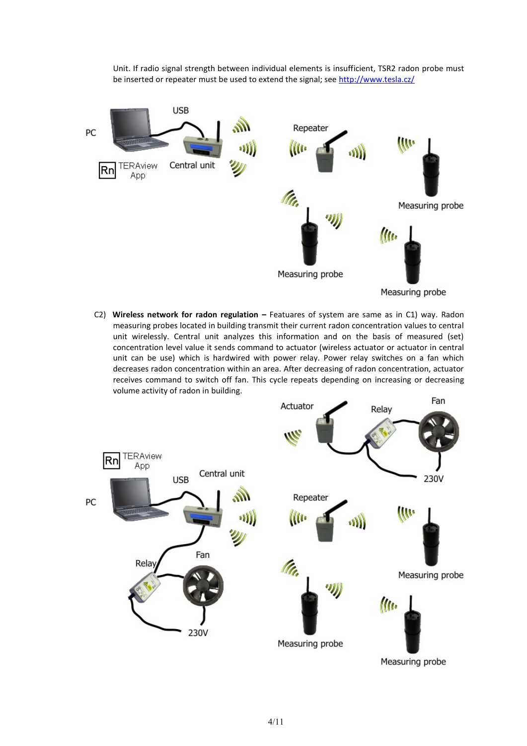Unit. If radio signal strength between individual elements is insufficient, TSR2 radon probe must be inserted or repeater must be used to extend the signal; see [http://www.tesla.cz/](http://www.tesla.cz/)

C2) **Wireless network for radon regulation –** Featuares of system are same as in C1) way. Radon measuring probes located in building transmit their current radon concentration values to central unit wirelessly. Central unit analyzes this information and on the basis of measured (set) concentration level value it sends command to actuator (wireless actuator or actuator in central unit can be use) which is hardwired with power relay. Power relay switches on a fan which decreases radon concentration within an area. After decreasing of radon concentration, actuator receives command to switch off fan. This cycle repeats depending on increasing or decreasing volume activity of radon in building.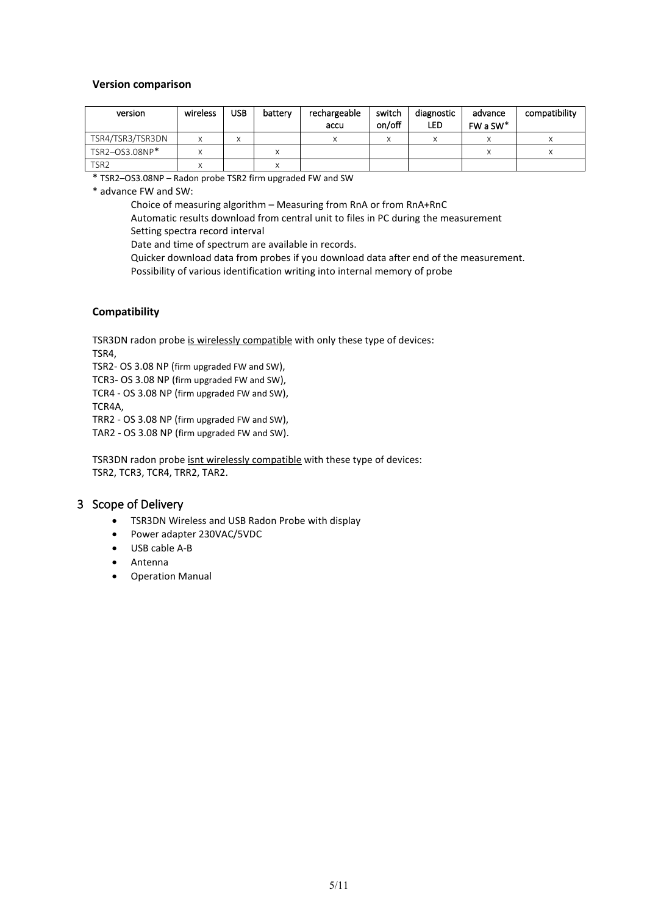**Version comparison**

| version | wireless | USB | battery | rechargeable accu | switch on/off | diagnostic LED | advance FW a SW* | compatibility |
|---|---|---|---|---|---|---|---|---|
| TSR4/TSR3/TSR3DN | x | x | | x | x | x | x | x |
| TSR2–OS3.08NP* | x | | x | | | | x | x |
| TSR2 | x | | x | | | | | |

\* TSR2–OS3.08NP – Radon probe TSR2 firm upgraded FW and SW

\* advance FW and SW:

Choice of measuring algorithm – Measuring from RnA or from RnA+RnC
Automatic results download from central unit to files in PC during the measurement
Setting spectra record interval
Date and time of spectrum are available in records.
Quicker download data from probes if you download data after end of the measurement.
Possibility of various identification writing into internal memory of probe

**Compatibility**

TSR3DN radon probe <u>is wirelessly compatible</u> with only these type of devices:
TSR4,
TSR2- OS 3.08 NP (firm upgraded FW and SW),
TCR3- OS 3.08 NP (firm upgraded FW and SW),
TCR4 - OS 3.08 NP (firm upgraded FW and SW),
TCR4A,
TRR2 - OS 3.08 NP (firm upgraded FW and SW),
TAR2 - OS 3.08 NP (firm upgraded FW and SW).

TSR3DN radon probe <u>isnt wirelessly compatible</u> with these type of devices:
TSR2, TCR3, TCR4, TRR2, TAR2.

## 3 Scope of Delivery

- TSR3DN Wireless and USB Radon Probe with display
- Power adapter 230VAC/5VDC
- USB cable A-B
- Antenna
- Operation Manual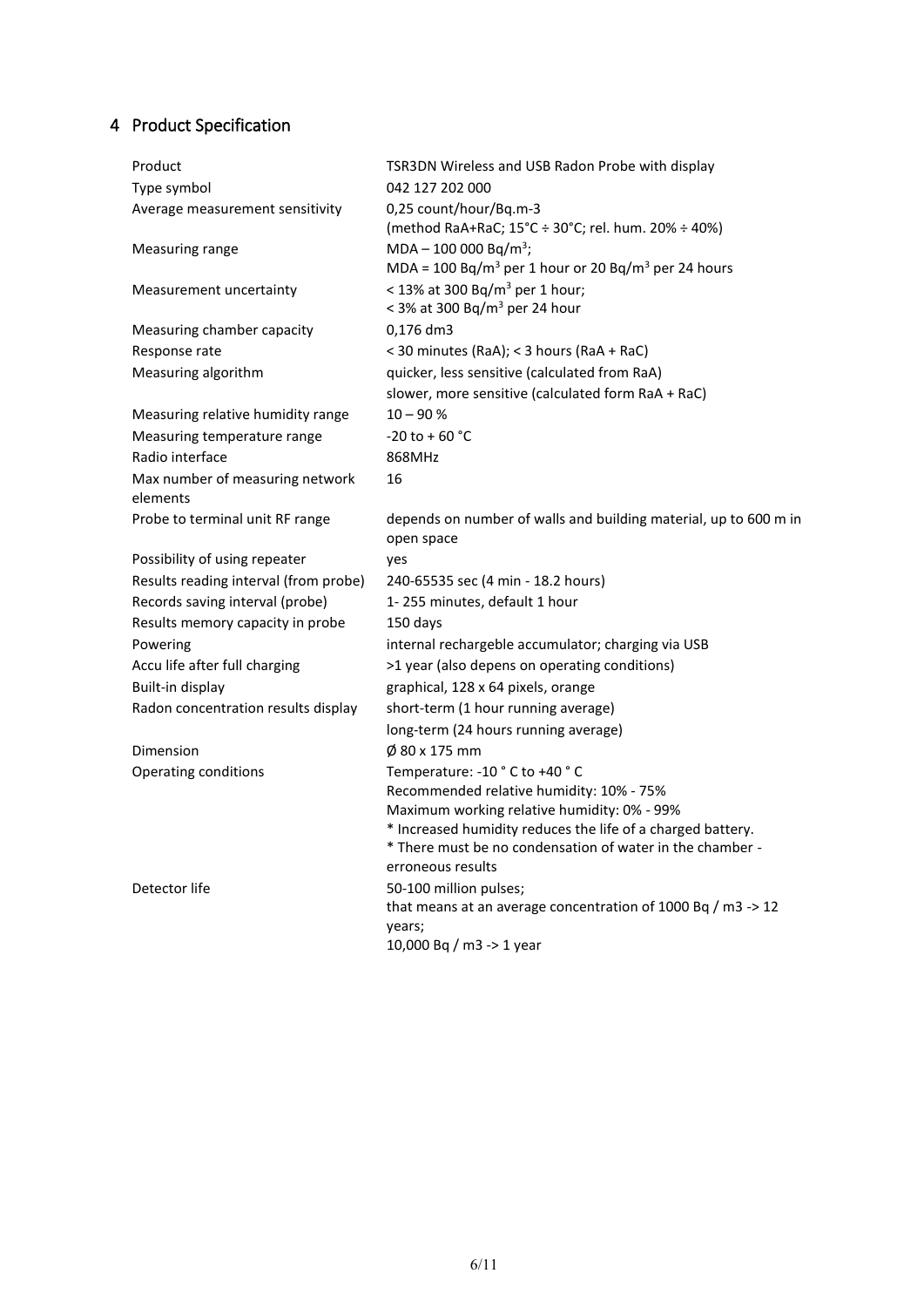# 4 Product Specification

| | |
|---|---|
| Product | TSR3DN Wireless and USB Radon Probe with display |
| Type symbol | 042 127 202 000 |
| Average measurement sensitivity | 0,25 count/hour/Bq.m-3<br>(method RaA+RaC; 15°C ÷ 30°C; rel. hum. 20% ÷ 40%) |
| Measuring range | MDA – 100 000 Bq/m$^3$;<br>MDA = 100 Bq/m$^3$ per 1 hour or 20 Bq/m$^3$ per 24 hours |
| Measurement uncertainty | < 13% at 300 Bq/m$^3$ per 1 hour;<br>< 3% at 300 Bq/m$^3$ per 24 hour |
| Measuring chamber capacity | 0,176 dm3 |
| Response rate | < 30 minutes (RaA); < 3 hours (RaA + RaC) |
| Measuring algorithm | quicker, less sensitive (calculated from RaA)<br>slower, more sensitive (calculated form RaA + RaC) |
| Measuring relative humidity range | 10 – 90 % |
| Measuring temperature range | -20 to + 60 °C |
| Radio interface | 868MHz |
| Max number of measuring network elements | 16 |
| Probe to terminal unit RF range | depends on number of walls and building material, up to 600 m in open space |
| Possibility of using repeater | yes |
| Results reading interval (from probe) | 240-65535 sec (4 min - 18.2 hours) |
| Records saving interval (probe) | 1- 255 minutes, default 1 hour |
| Results memory capacity in probe | 150 days |
| Powering | internal rechargeble accumulator; charging via USB |
| Accu life after full charging | >1 year (also depens on operating conditions) |
| Built-in display | graphical, 128 x 64 pixels, orange |
| Radon concentration results display | short-term (1 hour running average)<br>long-term (24 hours running average) |
| Dimension | Ø 80 x 175 mm |
| Operating conditions | Temperature: -10 ° C to +40 ° C<br>Recommended relative humidity: 10% - 75%<br>Maximum working relative humidity: 0% - 99%<br>* Increased humidity reduces the life of a charged battery.<br>* There must be no condensation of water in the chamber - erroneous results |
| Detector life | 50-100 million pulses;<br>that means at an average concentration of 1000 Bq / m3 -> 12 years;<br>10,000 Bq / m3 -> 1 year |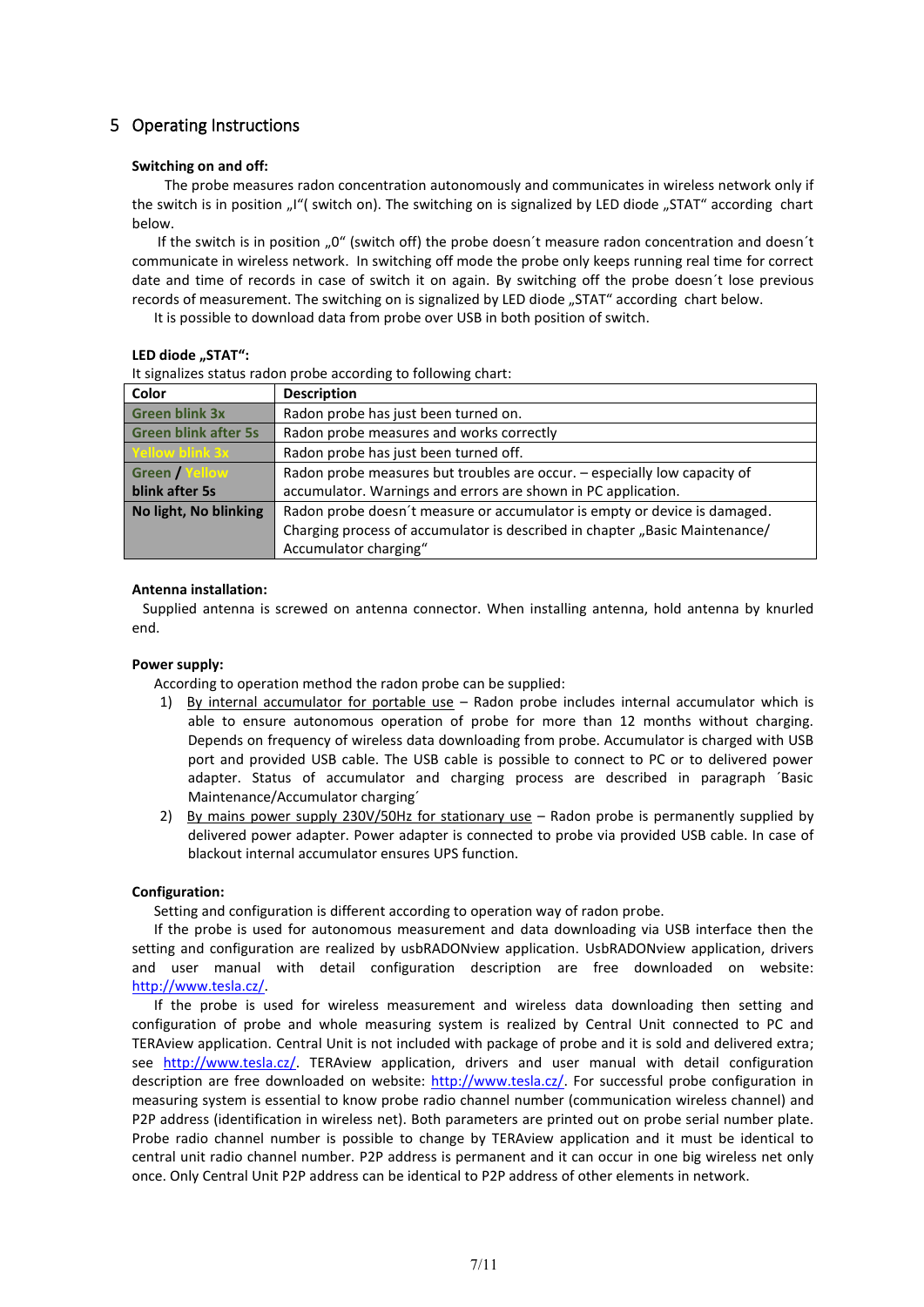# 5 Operating Instructions

**Switching on and off:**

The probe measures radon concentration autonomously and communicates in wireless network only if the switch is in position „I"( switch on). The switching on is signalized by LED diode „STAT" according chart below.

If the switch is in position „0" (switch off) the probe doesn´t measure radon concentration and doesn´t communicate in wireless network. In switching off mode the probe only keeps running real time for correct date and time of records in case of switch it on again. By switching off the probe doesn´t lose previous records of measurement. The switching on is signalized by LED diode „STAT" according chart below.

It is possible to download data from probe over USB in both position of switch.

**LED diode „STAT":**

It signalizes status radon probe according to following chart:

| Color | Description |
|---|---|
| **Green blink 3x** | Radon probe has just been turned on. |
| **Green blink after 5s** | Radon probe measures and works correctly |
| **Yellow blink 3x** | Radon probe has just been turned off. |
| **Green / Yellow blink after 5s** | Radon probe measures but troubles are occur. – especially low capacity of accumulator. Warnings and errors are shown in PC application. |
| **No light, No blinking** | Radon probe doesn´t measure or accumulator is empty or device is damaged. Charging process of accumulator is described in chapter „Basic Maintenance/ Accumulator charging" |

**Antenna installation:**

Supplied antenna is screwed on antenna connector. When installing antenna, hold antenna by knurled end.

**Power supply:**

According to operation method the radon probe can be supplied:

1) By internal accumulator for portable use – Radon probe includes internal accumulator which is able to ensure autonomous operation of probe for more than 12 months without charging. Depends on frequency of wireless data downloading from probe. Accumulator is charged with USB port and provided USB cable. The USB cable is possible to connect to PC or to delivered power adapter. Status of accumulator and charging process are described in paragraph ´Basic Maintenance/Accumulator charging´
2) By mains power supply 230V/50Hz for stationary use – Radon probe is permanently supplied by delivered power adapter. Power adapter is connected to probe via provided USB cable. In case of blackout internal accumulator ensures UPS function.

**Configuration:**

Setting and configuration is different according to operation way of radon probe.

If the probe is used for autonomous measurement and data downloading via USB interface then the setting and configuration are realized by usbRADONview application. UsbRADONview application, drivers and user manual with detail configuration description are free downloaded on website: http://www.tesla.cz/.

If the probe is used for wireless measurement and wireless data downloading then setting and configuration of probe and whole measuring system is realized by Central Unit connected to PC and TERAview application. Central Unit is not included with package of probe and it is sold and delivered extra; see http://www.tesla.cz/. TERAview application, drivers and user manual with detail configuration description are free downloaded on website: http://www.tesla.cz/. For successful probe configuration in measuring system is essential to know probe radio channel number (communication wireless channel) and P2P address (identification in wireless net). Both parameters are printed out on probe serial number plate. Probe radio channel number is possible to change by TERAview application and it must be identical to central unit radio channel number. P2P address is permanent and it can occur in one big wireless net only once. Only Central Unit P2P address can be identical to P2P address of other elements in network.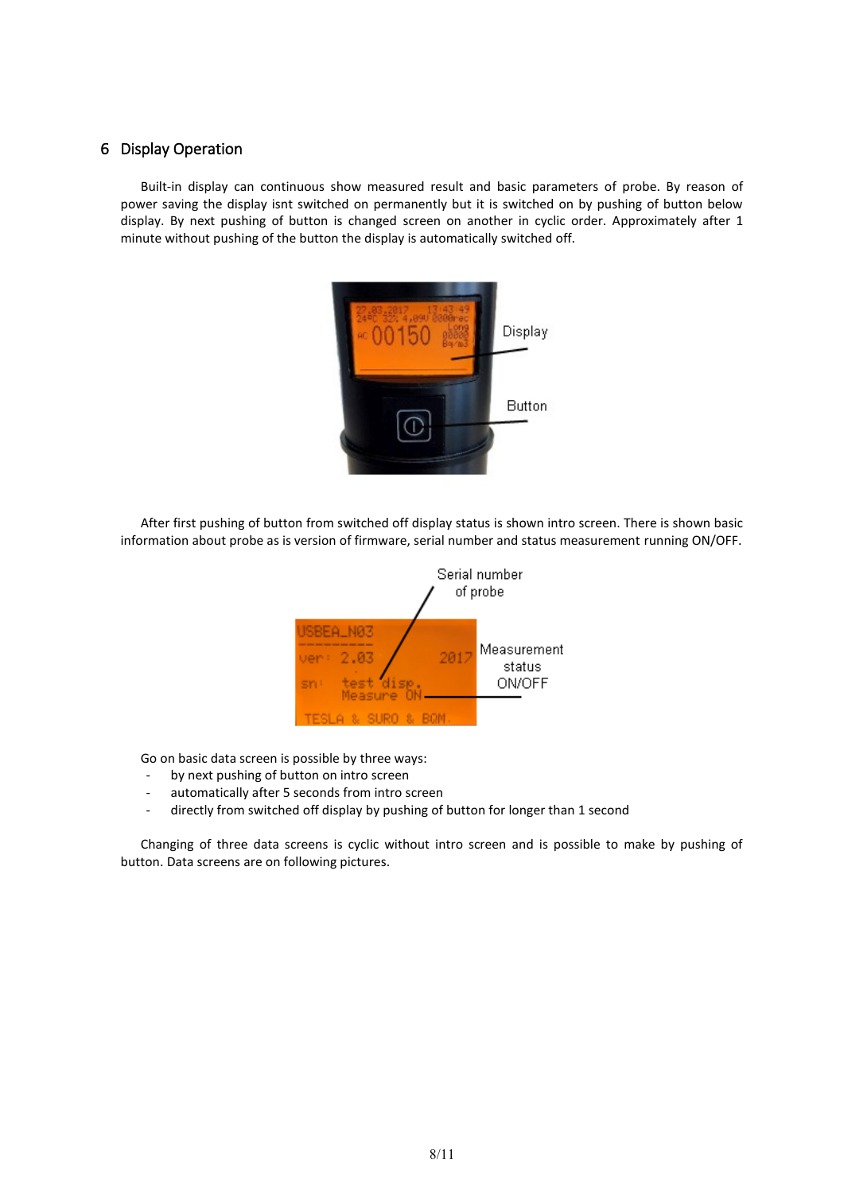## 6 Display Operation

Built-in display can continuous show measured result and basic parameters of probe. By reason of power saving the display isnt switched on permanently but it is switched on by pushing of button below display. By next pushing of button is changed screen on another in cyclic order. Approximately after 1 minute without pushing of the button the display is automatically switched off.

After first pushing of button from switched off display status is shown intro screen. There is shown basic information about probe as is version of firmware, serial number and status measurement running ON/OFF.

Go on basic data screen is possible by three ways:

- by next pushing of button on intro screen
- automatically after 5 seconds from intro screen
- directly from switched off display by pushing of button for longer than 1 second

Changing of three data screens is cyclic without intro screen and is possible to make by pushing of button. Data screens are on following pictures.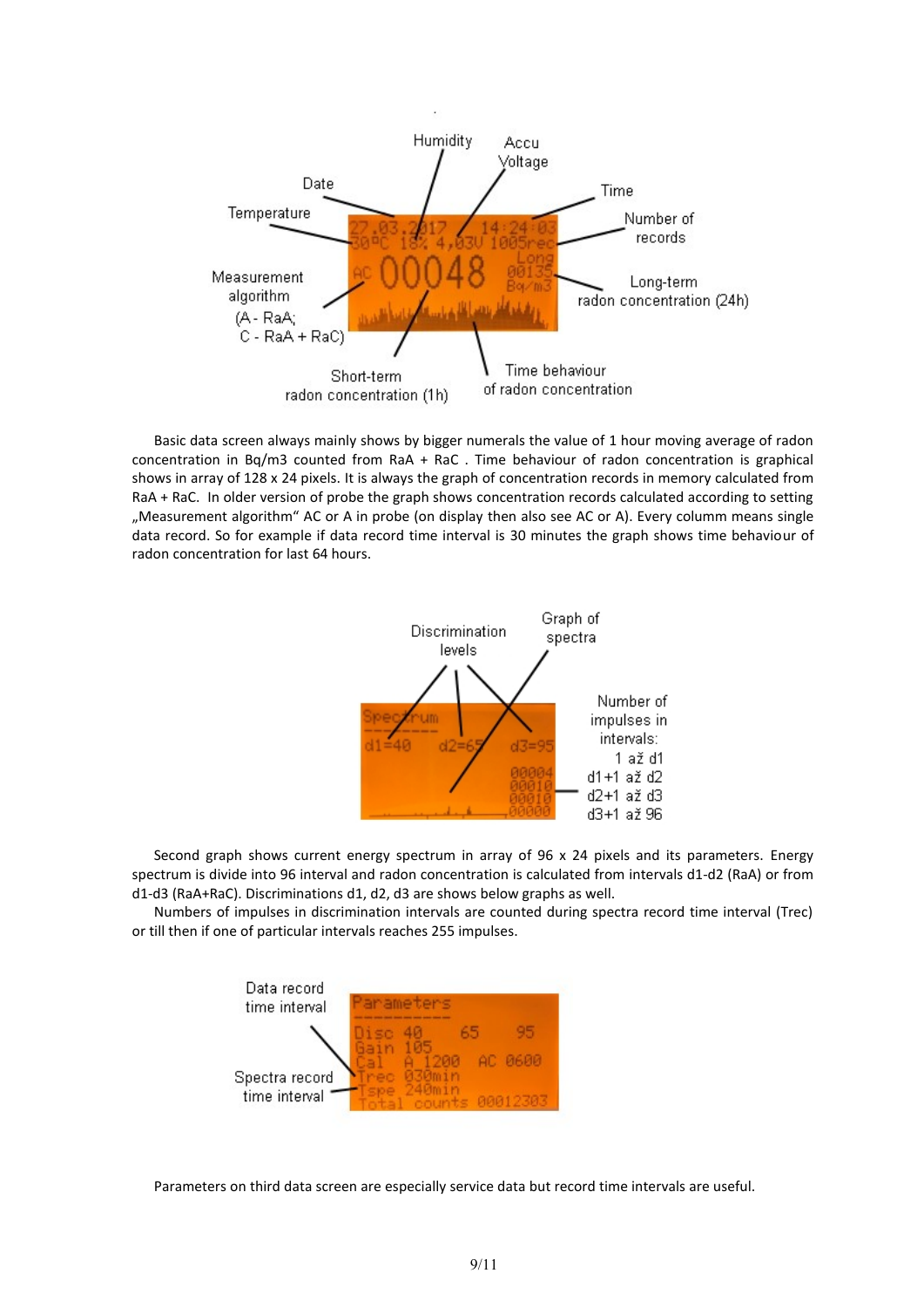Humidity

Accu Voltage

Date

Time

Temperature

Number of records

Measurement algorithm (A - RaA; C - RaA + RaC)

Long-term radon concentration (24h)

Short-term radon concentration (1h)

Time behaviour of radon concentration

Basic data screen always mainly shows by bigger numerals the value of 1 hour moving average of radon concentration in Bq/m3 counted from RaA + RaC . Time behaviour of radon concentration is graphical shows in array of 128 x 24 pixels. It is always the graph of concentration records in memory calculated from RaA + RaC. In older version of probe the graph shows concentration records calculated according to setting „Measurement algorithm“ AC or A in probe (on display then also see AC or A). Every column means single data record. So for example if data record time interval is 30 minutes the graph shows time behaviour of radon concentration for last 64 hours.

Discrimination levels

Graph of spectra

Number of impulses in intervals:
1 až d1
d1+1 až d2
d2+1 až d3
d3+1 až 96

Second graph shows current energy spectrum in array of 96 x 24 pixels and its parameters. Energy spectrum is divide into 96 interval and radon concentration is calculated from intervals d1-d2 (RaA) or from d1-d3 (RaA+RaC). Discriminations d1, d2, d3 are shows below graphs as well.

Numbers of impulses in discrimination intervals are counted during spectra record time interval (Trec) or till then if one of particular intervals reaches 255 impulses.

Data record time interval

Spectra record time interval

Parameters on third data screen are especially service data but record time intervals are useful.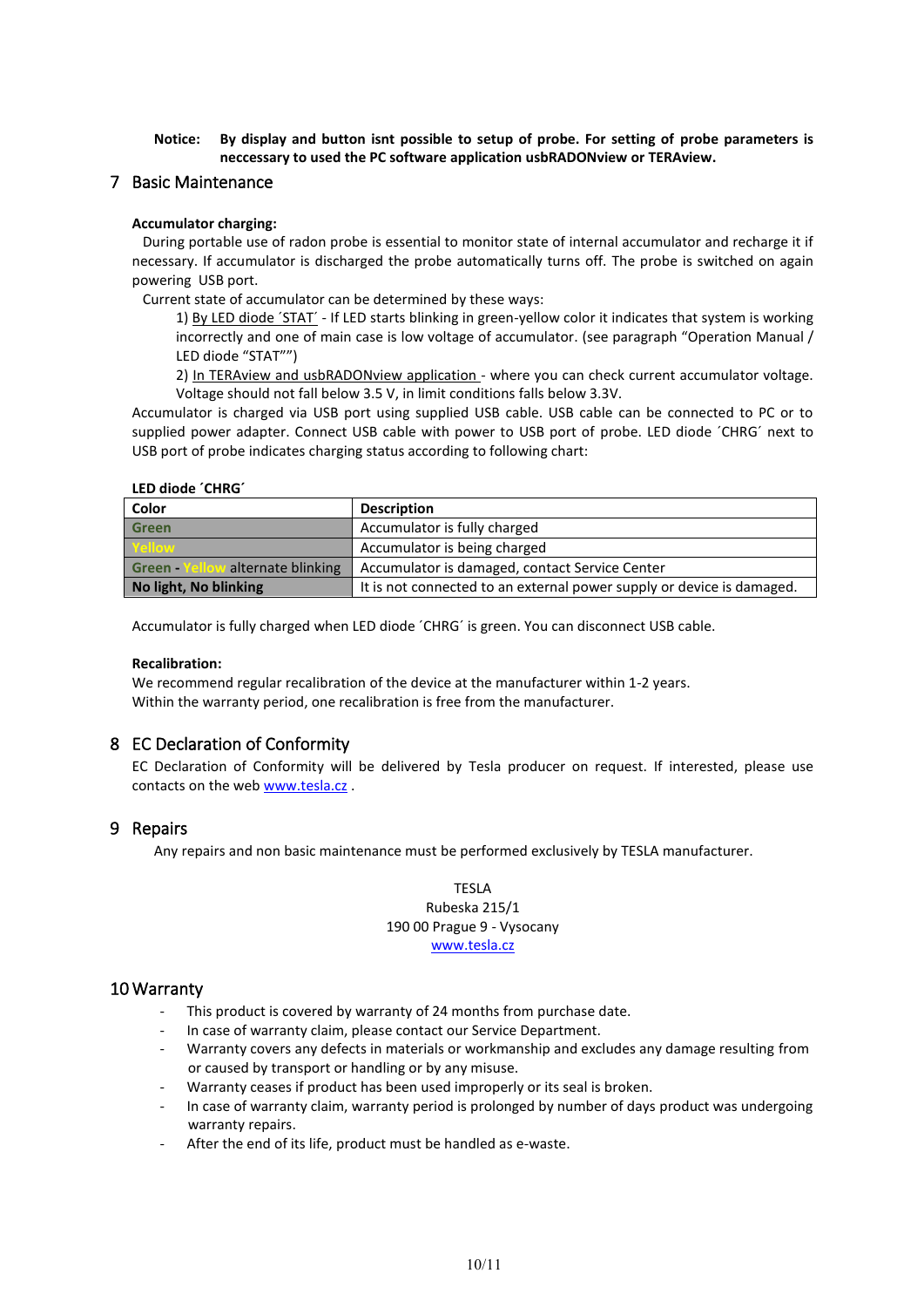**Notice: By display and button isnt possible to setup of probe. For setting of probe parameters is neccessary to used the PC software application usbRADONview or TERAview.**

# 7 Basic Maintenance

**Accumulator charging:**

During portable use of radon probe is essential to monitor state of internal accumulator and recharge it if necessary. If accumulator is discharged the probe automatically turns off. The probe is switched on again powering USB port.

Current state of accumulator can be determined by these ways:

1) By LED diode ´STAT´ - If LED starts blinking in green-yellow color it indicates that system is working incorrectly and one of main case is low voltage of accumulator. (see paragraph "Operation Manual / LED diode "STAT"")

2) In TERAview and usbRADONview application - where you can check current accumulator voltage. Voltage should not fall below 3.5 V, in limit conditions falls below 3.3V.

Accumulator is charged via USB port using supplied USB cable. USB cable can be connected to PC or to supplied power adapter. Connect USB cable with power to USB port of probe. LED diode ´CHRG´ next to USB port of probe indicates charging status according to following chart:

**LED diode ´CHRG´**

| Color | Description |
|---|---|
| Green | Accumulator is fully charged |
| Yellow | Accumulator is being charged |
| Green - Yellow alternate blinking | Accumulator is damaged, contact Service Center |
| No light, No blinking | It is not connected to an external power supply or device is damaged. |

Accumulator is fully charged when LED diode ´CHRG´ is green. You can disconnect USB cable.

**Recalibration:**

We recommend regular recalibration of the device at the manufacturer within 1-2 years.
Within the warranty period, one recalibration is free from the manufacturer.

# 8 EC Declaration of Conformity

EC Declaration of Conformity will be delivered by Tesla producer on request. If interested, please use contacts on the web www.tesla.cz .

# 9 Repairs

Any repairs and non basic maintenance must be performed exclusively by TESLA manufacturer.

TESLA
Rubeska 215/1
190 00 Prague 9 - Vysocany
www.tesla.cz

# 10 Warranty

- This product is covered by warranty of 24 months from purchase date.
- In case of warranty claim, please contact our Service Department.
- Warranty covers any defects in materials or workmanship and excludes any damage resulting from or caused by transport or handling or by any misuse.
- Warranty ceases if product has been used improperly or its seal is broken.
- In case of warranty claim, warranty period is prolonged by number of days product was undergoing warranty repairs.
- After the end of its life, product must be handled as e-waste.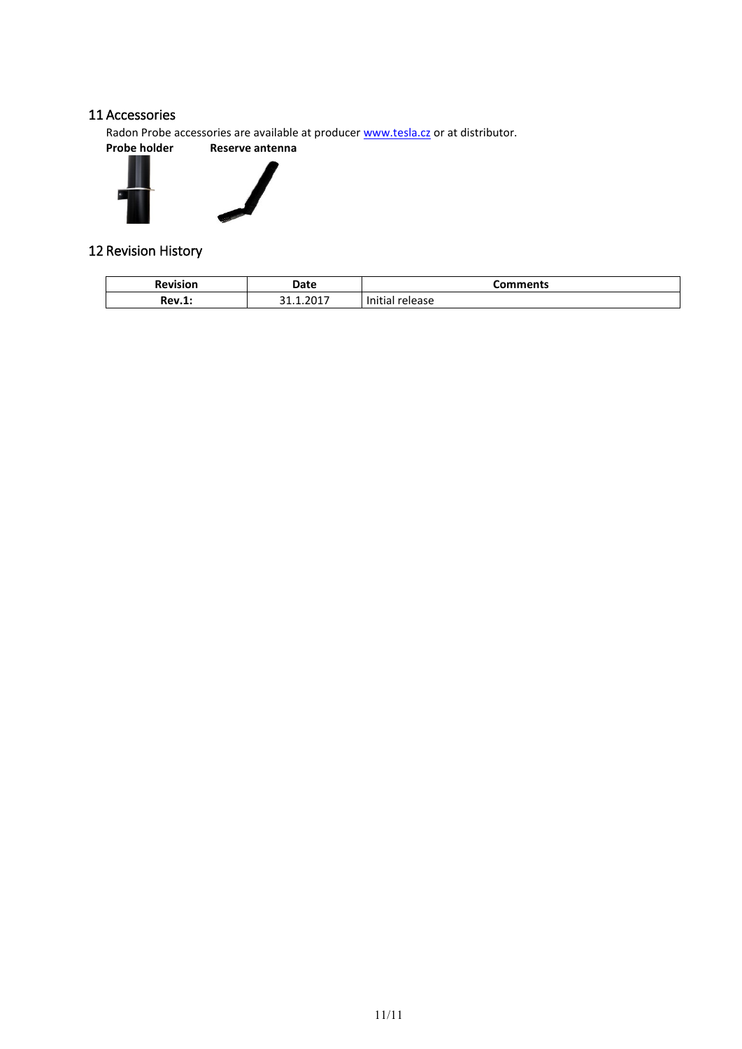# 11 Accessories

Radon Probe accessories are available at producer [www.tesla.cz](http://www.tesla.cz) or at distributor.

**Probe holder** **Reserve antenna**

# 12 Revision History

| Revision | Date | Comments |
|---|---|---|
| **Rev.1:** | 31.1.2017 | Initial release |